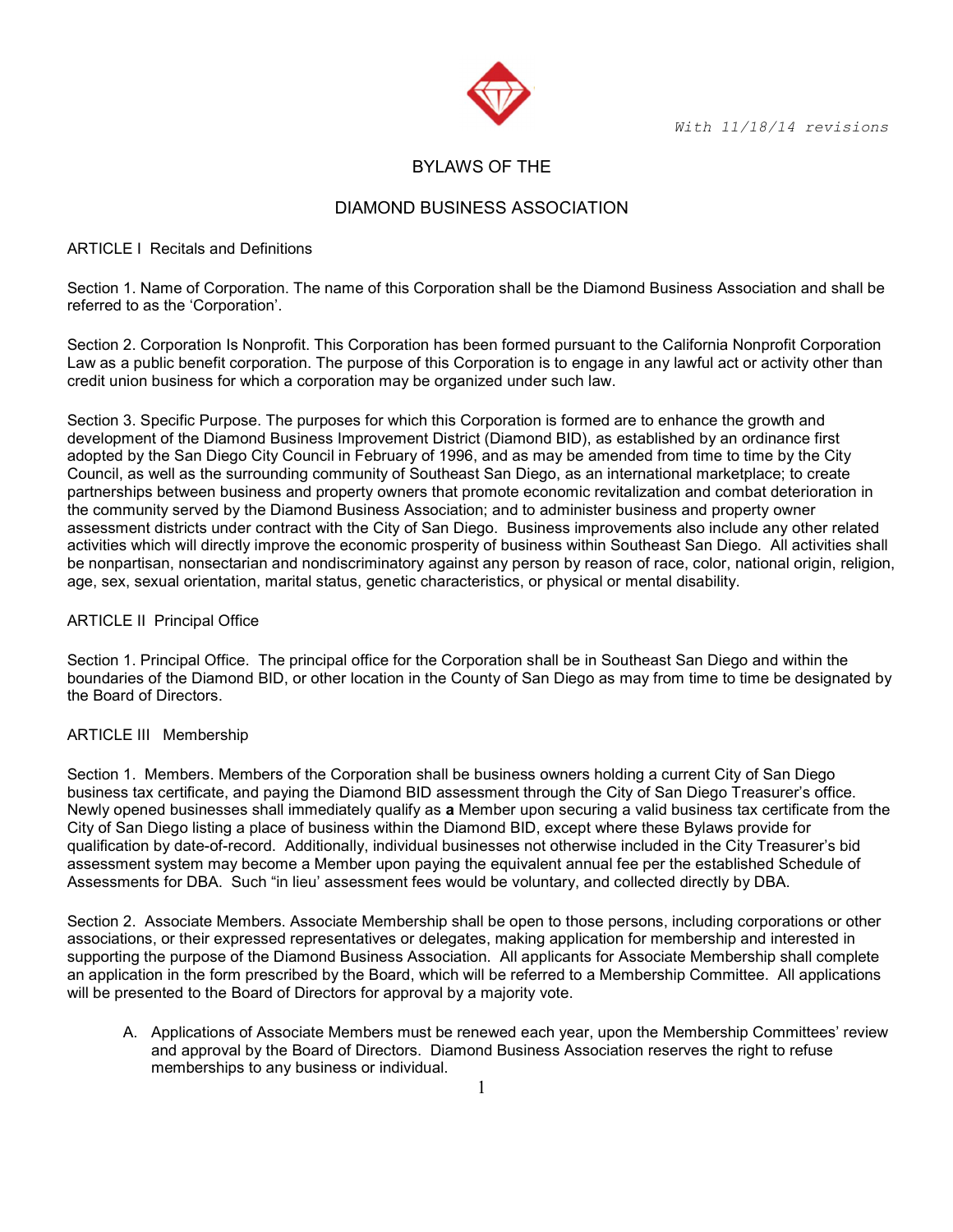*With 11/18/14 revisions*

# BYLAWS OF THE

# DIAMOND BUSINESS ASSOCIATION

## ARTICLE I Recitals and Definitions

Section 1. Name of Corporation. The name of this Corporation shall be the Diamond Business Association and shall be referred to as the 'Corporation'.

Section 2. Corporation Is Nonprofit. This Corporation has been formed pursuant to the California Nonprofit Corporation Law as a public benefit corporation. The purpose of this Corporation is to engage in any lawful act or activity other than credit union business for which a corporation may be organized under such law.

Section 3. Specific Purpose. The purposes for which this Corporation is formed are to enhance the growth and development of the Diamond Business Improvement District (Diamond BID), as established by an ordinance first adopted by the San Diego City Council in February of 1996, and as may be amended from time to time by the City Council, as well as the surrounding community of Southeast San Diego, as an international marketplace; to create partnerships between business and property owners that promote economic revitalization and combat deterioration in the community served by the Diamond Business Association; and to administer business and property owner assessment districts under contract with the City of San Diego. Business improvements also include any other related activities which will directly improve the economic prosperity of business within Southeast San Diego. All activities shall be nonpartisan, nonsectarian and nondiscriminatory against any person by reason of race, color, national origin, religion, age, sex, sexual orientation, marital status, genetic characteristics, or physical or mental disability.

## ARTICLE II Principal Office

Section 1. Principal Office. The principal office for the Corporation shall be in Southeast San Diego and within the boundaries of the Diamond BID, or other location in the County of San Diego as may from time to time be designated by the Board of Directors.

## ARTICLE III Membership

Section 1. Members. Members of the Corporation shall be business owners holding a current City of San Diego business tax certificate, and paying the Diamond BID assessment through the City of San Diego Treasurer's office. Newly opened businesses shall immediately qualify as **a** Member upon securing a valid business tax certificate from the City of San Diego listing a place of business within the Diamond BID, except where these Bylaws provide for qualification by date-of-record. Additionally, individual businesses not otherwise included in the City Treasurer's bid assessment system may become a Member upon paying the equivalent annual fee per the established Schedule of Assessments for DBA. Such "in lieu' assessment fees would be voluntary, and collected directly by DBA.

Section 2. Associate Members. Associate Membership shall be open to those persons, including corporations or other associations, or their expressed representatives or delegates, making application for membership and interested in supporting the purpose of the Diamond Business Association. All applicants for Associate Membership shall complete an application in the form prescribed by the Board, which will be referred to a Membership Committee. All applications will be presented to the Board of Directors for approval by a majority vote.

A. Applications of Associate Members must be renewed each year, upon the Membership Committees' review and approval by the Board of Directors. Diamond Business Association reserves the right to refuse memberships to any business or individual.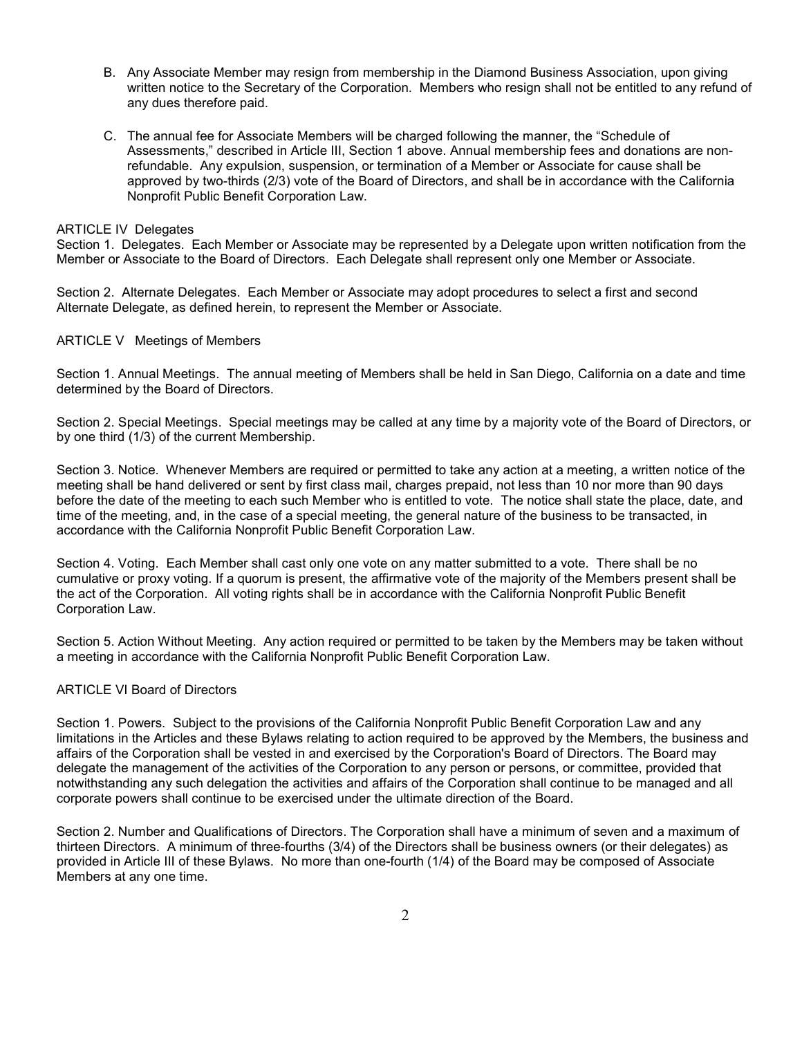B. Any Associate Member may resign from membership in the Diamond Business Association, upon giving written notice to the Secretary of the Corporation. Members who resign shall not be entitled to any refund of any dues therefore paid.

C. The annual fee for Associate Members will be charged following the manner, the "Schedule of Assessments," described in Article III, Section 1 above. Annual membership fees and donations are non-refundable. Any expulsion, suspension, or termination of a Member or Associate for cause shall be approved by two-thirds (2/3) vote of the Board of Directors, and shall be in accordance with the California Nonprofit Public Benefit Corporation Law.

ARTICLE IV Delegates

Section 1. Delegates. Each Member or Associate may be represented by a Delegate upon written notification from the Member or Associate to the Board of Directors. Each Delegate shall represent only one Member or Associate.

Section 2. Alternate Delegates. Each Member or Associate may adopt procedures to select a first and second Alternate Delegate, as defined herein, to represent the Member or Associate.

ARTICLE V Meetings of Members

Section 1. Annual Meetings. The annual meeting of Members shall be held in San Diego, California on a date and time determined by the Board of Directors.

Section 2. Special Meetings. Special meetings may be called at any time by a majority vote of the Board of Directors, or by one third (1/3) of the current Membership.

Section 3. Notice. Whenever Members are required or permitted to take any action at a meeting, a written notice of the meeting shall be hand delivered or sent by first class mail, charges prepaid, not less than 10 nor more than 90 days before the date of the meeting to each such Member who is entitled to vote. The notice shall state the place, date, and time of the meeting, and, in the case of a special meeting, the general nature of the business to be transacted, in accordance with the California Nonprofit Public Benefit Corporation Law.

Section 4. Voting. Each Member shall cast only one vote on any matter submitted to a vote. There shall be no cumulative or proxy voting. If a quorum is present, the affirmative vote of the majority of the Members present shall be the act of the Corporation. All voting rights shall be in accordance with the California Nonprofit Public Benefit Corporation Law.

Section 5. Action Without Meeting. Any action required or permitted to be taken by the Members may be taken without a meeting in accordance with the California Nonprofit Public Benefit Corporation Law.

ARTICLE VI Board of Directors

Section 1. Powers. Subject to the provisions of the California Nonprofit Public Benefit Corporation Law and any limitations in the Articles and these Bylaws relating to action required to be approved by the Members, the business and affairs of the Corporation shall be vested in and exercised by the Corporation's Board of Directors. The Board may delegate the management of the activities of the Corporation to any person or persons, or committee, provided that notwithstanding any such delegation the activities and affairs of the Corporation shall continue to be managed and all corporate powers shall continue to be exercised under the ultimate direction of the Board.

Section 2. Number and Qualifications of Directors. The Corporation shall have a minimum of seven and a maximum of thirteen Directors. A minimum of three-fourths (3/4) of the Directors shall be business owners (or their delegates) as provided in Article III of these Bylaws. No more than one-fourth (1/4) of the Board may be composed of Associate Members at any one time.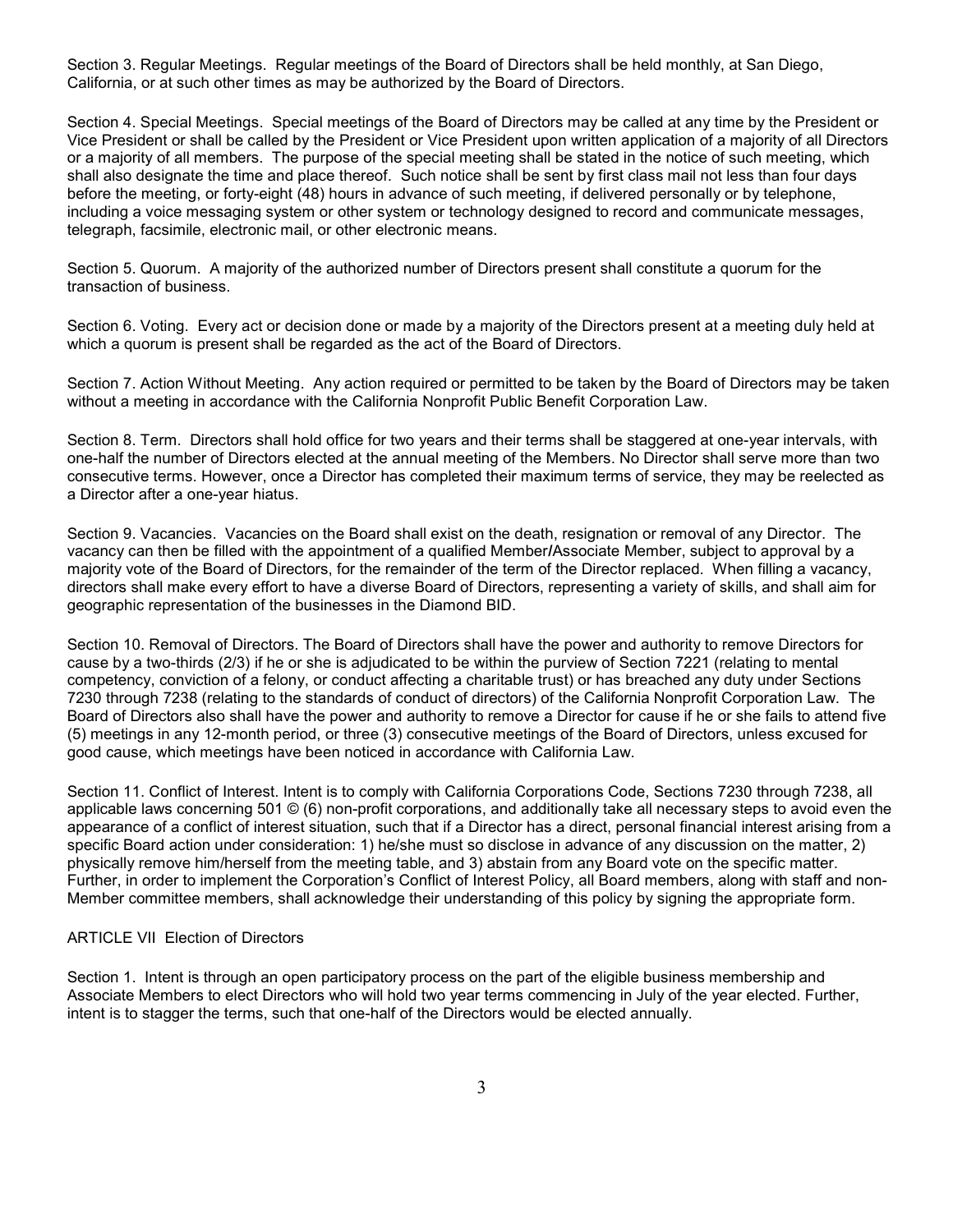Section 3. Regular Meetings. Regular meetings of the Board of Directors shall be held monthly, at San Diego, California, or at such other times as may be authorized by the Board of Directors.

Section 4. Special Meetings. Special meetings of the Board of Directors may be called at any time by the President or Vice President or shall be called by the President or Vice President upon written application of a majority of all Directors or a majority of all members. The purpose of the special meeting shall be stated in the notice of such meeting, which shall also designate the time and place thereof. Such notice shall be sent by first class mail not less than four days before the meeting, or forty-eight (48) hours in advance of such meeting, if delivered personally or by telephone, including a voice messaging system or other system or technology designed to record and communicate messages, telegraph, facsimile, electronic mail, or other electronic means.

Section 5. Quorum. A majority of the authorized number of Directors present shall constitute a quorum for the transaction of business.

Section 6. Voting. Every act or decision done or made by a majority of the Directors present at a meeting duly held at which a quorum is present shall be regarded as the act of the Board of Directors.

Section 7. Action Without Meeting. Any action required or permitted to be taken by the Board of Directors may be taken without a meeting in accordance with the California Nonprofit Public Benefit Corporation Law.

Section 8. Term. Directors shall hold office for two years and their terms shall be staggered at one-year intervals, with one-half the number of Directors elected at the annual meeting of the Members. No Director shall serve more than two consecutive terms. However, once a Director has completed their maximum terms of service, they may be reelected as a Director after a one-year hiatus.

Section 9. Vacancies. Vacancies on the Board shall exist on the death, resignation or removal of any Director. The vacancy can then be filled with the appointment of a qualified Member/Associate Member, subject to approval by a majority vote of the Board of Directors, for the remainder of the term of the Director replaced. When filling a vacancy, directors shall make every effort to have a diverse Board of Directors, representing a variety of skills, and shall aim for geographic representation of the businesses in the Diamond BID.

Section 10. Removal of Directors. The Board of Directors shall have the power and authority to remove Directors for cause by a two-thirds (2/3) if he or she is adjudicated to be within the purview of Section 7221 (relating to mental competency, conviction of a felony, or conduct affecting a charitable trust) or has breached any duty under Sections 7230 through 7238 (relating to the standards of conduct of directors) of the California Nonprofit Corporation Law. The Board of Directors also shall have the power and authority to remove a Director for cause if he or she fails to attend five (5) meetings in any 12-month period, or three (3) consecutive meetings of the Board of Directors, unless excused for good cause, which meetings have been noticed in accordance with California Law.

Section 11. Conflict of Interest. Intent is to comply with California Corporations Code, Sections 7230 through 7238, all applicable laws concerning 501 © (6) non-profit corporations, and additionally take all necessary steps to avoid even the appearance of a conflict of interest situation, such that if a Director has a direct, personal financial interest arising from a specific Board action under consideration: 1) he/she must so disclose in advance of any discussion on the matter, 2) physically remove him/herself from the meeting table, and 3) abstain from any Board vote on the specific matter. Further, in order to implement the Corporation's Conflict of Interest Policy, all Board members, along with staff and non-Member committee members, shall acknowledge their understanding of this policy by signing the appropriate form.

## ARTICLE VII Election of Directors

Section 1. Intent is through an open participatory process on the part of the eligible business membership and Associate Members to elect Directors who will hold two year terms commencing in July of the year elected. Further, intent is to stagger the terms, such that one-half of the Directors would be elected annually.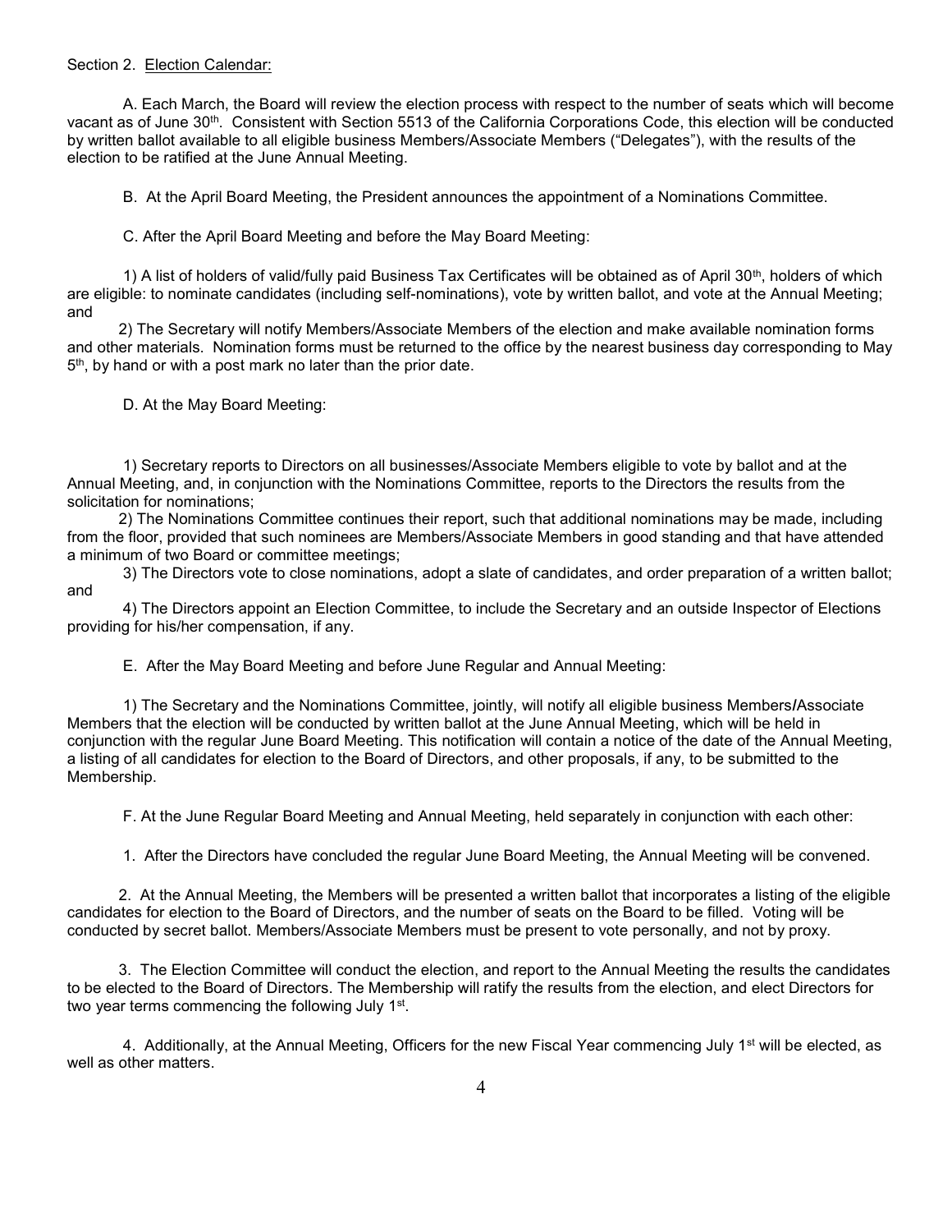Section 2. Election Calendar:

A. Each March, the Board will review the election process with respect to the number of seats which will become vacant as of June 30th. Consistent with Section 5513 of the California Corporations Code, this election will be conducted by written ballot available to all eligible business Members/Associate Members ("Delegates"), with the results of the election to be ratified at the June Annual Meeting.

B. At the April Board Meeting, the President announces the appointment of a Nominations Committee.

C. After the April Board Meeting and before the May Board Meeting:

1) A list of holders of valid/fully paid Business Tax Certificates will be obtained as of April 30th, holders of which are eligible: to nominate candidates (including self-nominations), vote by written ballot, and vote at the Annual Meeting; and

2) The Secretary will notify Members/Associate Members of the election and make available nomination forms and other materials. Nomination forms must be returned to the office by the nearest business day corresponding to May 5th, by hand or with a post mark no later than the prior date.

D. At the May Board Meeting:

1) Secretary reports to Directors on all businesses/Associate Members eligible to vote by ballot and at the Annual Meeting, and, in conjunction with the Nominations Committee, reports to the Directors the results from the solicitation for nominations;

2) The Nominations Committee continues their report, such that additional nominations may be made, including from the floor, provided that such nominees are Members/Associate Members in good standing and that have attended a minimum of two Board or committee meetings;

3) The Directors vote to close nominations, adopt a slate of candidates, and order preparation of a written ballot; and

4) The Directors appoint an Election Committee, to include the Secretary and an outside Inspector of Elections providing for his/her compensation, if any.

E. After the May Board Meeting and before June Regular and Annual Meeting:

1) The Secretary and the Nominations Committee, jointly, will notify all eligible business Members/Associate Members that the election will be conducted by written ballot at the June Annual Meeting, which will be held in conjunction with the regular June Board Meeting. This notification will contain a notice of the date of the Annual Meeting, a listing of all candidates for election to the Board of Directors, and other proposals, if any, to be submitted to the Membership.

F. At the June Regular Board Meeting and Annual Meeting, held separately in conjunction with each other:

1. After the Directors have concluded the regular June Board Meeting, the Annual Meeting will be convened.

2. At the Annual Meeting, the Members will be presented a written ballot that incorporates a listing of the eligible candidates for election to the Board of Directors, and the number of seats on the Board to be filled. Voting will be conducted by secret ballot. Members/Associate Members must be present to vote personally, and not by proxy.

3. The Election Committee will conduct the election, and report to the Annual Meeting the results the candidates to be elected to the Board of Directors. The Membership will ratify the results from the election, and elect Directors for two year terms commencing the following July 1st.

4. Additionally, at the Annual Meeting, Officers for the new Fiscal Year commencing July 1st will be elected, as well as other matters.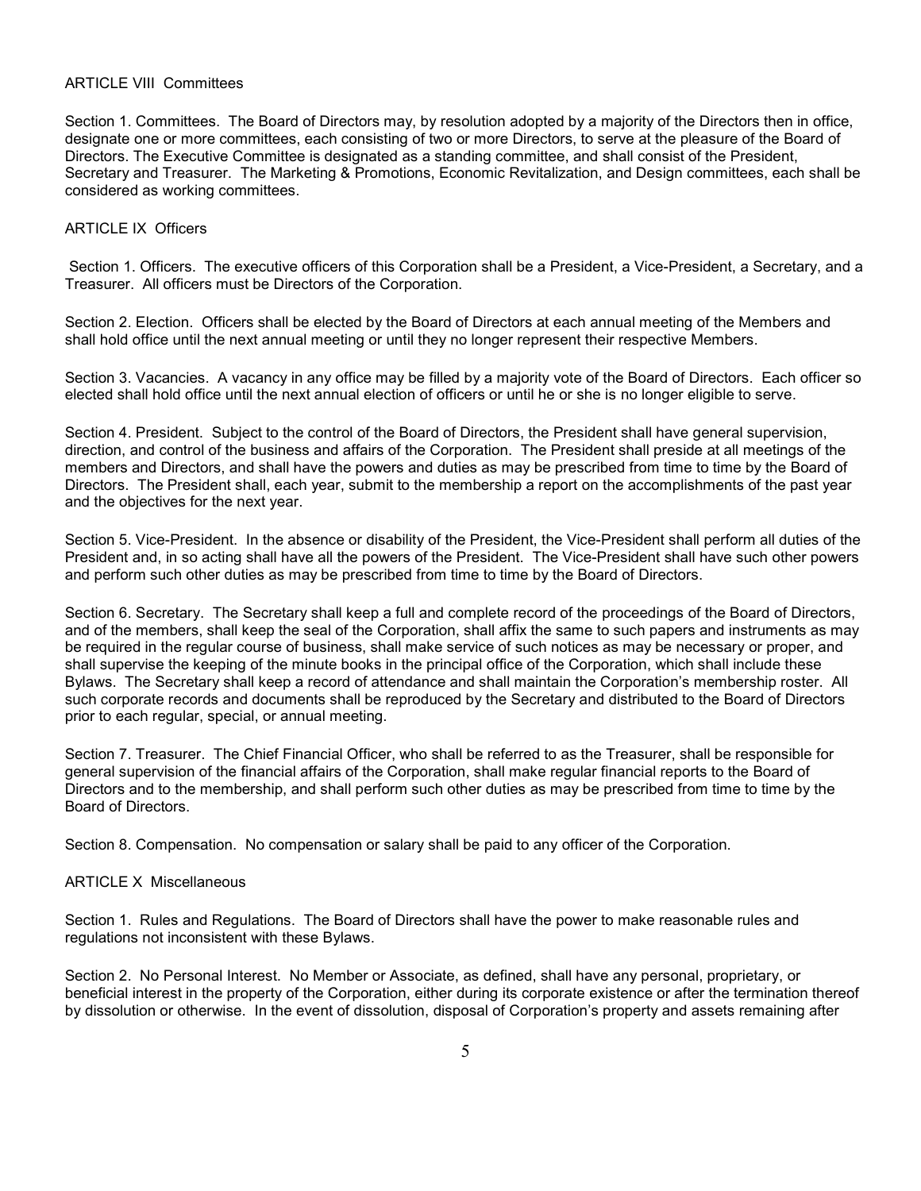## ARTICLE VIII Committees

Section 1. Committees. The Board of Directors may, by resolution adopted by a majority of the Directors then in office, designate one or more committees, each consisting of two or more Directors, to serve at the pleasure of the Board of Directors. The Executive Committee is designated as a standing committee, and shall consist of the President, Secretary and Treasurer. The Marketing & Promotions, Economic Revitalization, and Design committees, each shall be considered as working committees.

## ARTICLE IX Officers

Section 1. Officers. The executive officers of this Corporation shall be a President, a Vice-President, a Secretary, and a Treasurer. All officers must be Directors of the Corporation.

Section 2. Election. Officers shall be elected by the Board of Directors at each annual meeting of the Members and shall hold office until the next annual meeting or until they no longer represent their respective Members.

Section 3. Vacancies. A vacancy in any office may be filled by a majority vote of the Board of Directors. Each officer so elected shall hold office until the next annual election of officers or until he or she is no longer eligible to serve.

Section 4. President. Subject to the control of the Board of Directors, the President shall have general supervision, direction, and control of the business and affairs of the Corporation. The President shall preside at all meetings of the members and Directors, and shall have the powers and duties as may be prescribed from time to time by the Board of Directors. The President shall, each year, submit to the membership a report on the accomplishments of the past year and the objectives for the next year.

Section 5. Vice-President. In the absence or disability of the President, the Vice-President shall perform all duties of the President and, in so acting shall have all the powers of the President. The Vice-President shall have such other powers and perform such other duties as may be prescribed from time to time by the Board of Directors.

Section 6. Secretary. The Secretary shall keep a full and complete record of the proceedings of the Board of Directors, and of the members, shall keep the seal of the Corporation, shall affix the same to such papers and instruments as may be required in the regular course of business, shall make service of such notices as may be necessary or proper, and shall supervise the keeping of the minute books in the principal office of the Corporation, which shall include these Bylaws. The Secretary shall keep a record of attendance and shall maintain the Corporation's membership roster. All such corporate records and documents shall be reproduced by the Secretary and distributed to the Board of Directors prior to each regular, special, or annual meeting.

Section 7. Treasurer. The Chief Financial Officer, who shall be referred to as the Treasurer, shall be responsible for general supervision of the financial affairs of the Corporation, shall make regular financial reports to the Board of Directors and to the membership, and shall perform such other duties as may be prescribed from time to time by the Board of Directors.

Section 8. Compensation. No compensation or salary shall be paid to any officer of the Corporation.

## ARTICLE X Miscellaneous

Section 1. Rules and Regulations. The Board of Directors shall have the power to make reasonable rules and regulations not inconsistent with these Bylaws.

Section 2. No Personal Interest. No Member or Associate, as defined, shall have any personal, proprietary, or beneficial interest in the property of the Corporation, either during its corporate existence or after the termination thereof by dissolution or otherwise. In the event of dissolution, disposal of Corporation's property and assets remaining after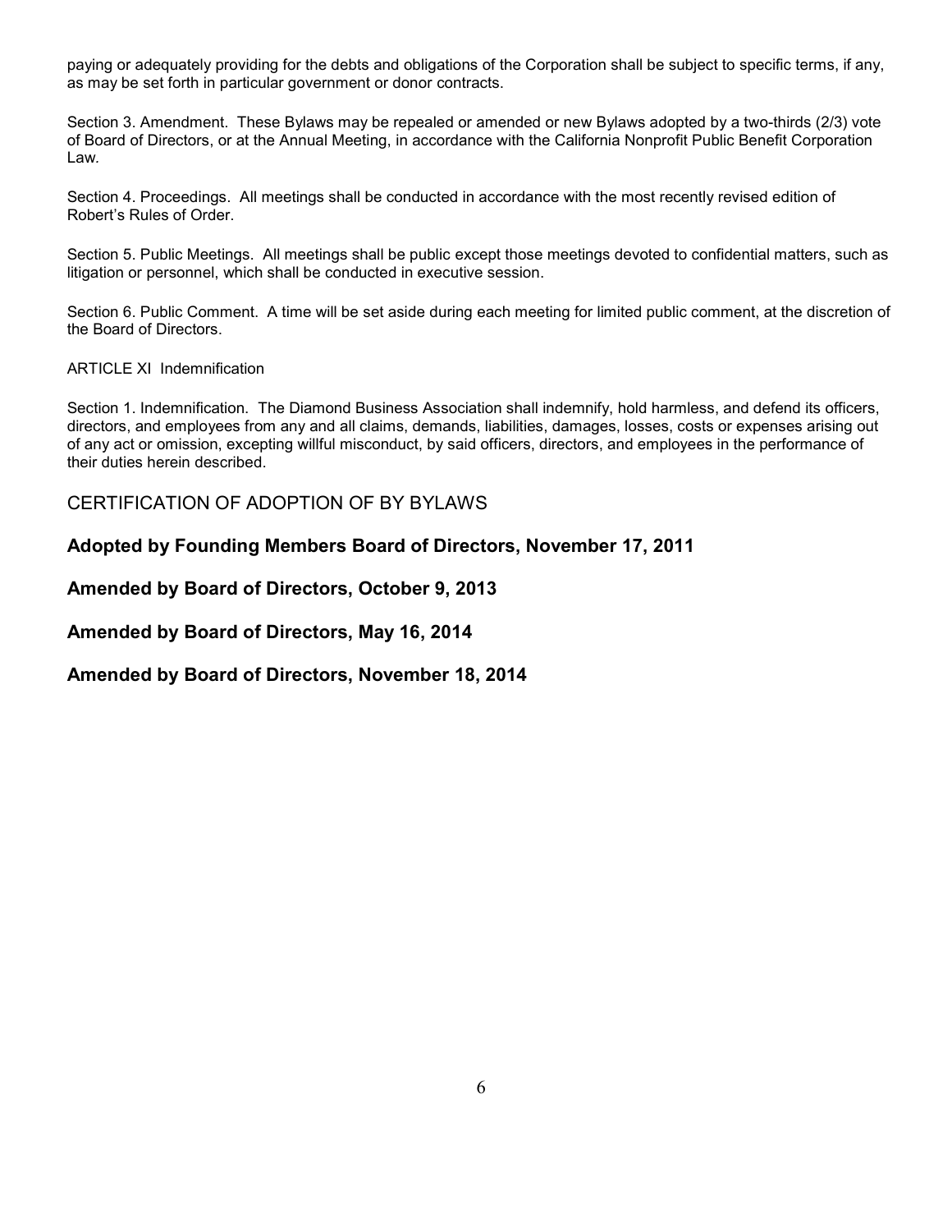paying or adequately providing for the debts and obligations of the Corporation shall be subject to specific terms, if any, as may be set forth in particular government or donor contracts.

Section 3. Amendment. These Bylaws may be repealed or amended or new Bylaws adopted by a two-thirds (2/3) vote of Board of Directors, or at the Annual Meeting, in accordance with the California Nonprofit Public Benefit Corporation Law.

Section 4. Proceedings. All meetings shall be conducted in accordance with the most recently revised edition of Robert's Rules of Order.

Section 5. Public Meetings. All meetings shall be public except those meetings devoted to confidential matters, such as litigation or personnel, which shall be conducted in executive session.

Section 6. Public Comment. A time will be set aside during each meeting for limited public comment, at the discretion of the Board of Directors.

ARTICLE XI Indemnification

Section 1. Indemnification. The Diamond Business Association shall indemnify, hold harmless, and defend its officers, directors, and employees from any and all claims, demands, liabilities, damages, losses, costs or expenses arising out of any act or omission, excepting willful misconduct, by said officers, directors, and employees in the performance of their duties herein described.

## CERTIFICATION OF ADOPTION OF BY BYLAWS

**Adopted by Founding Members Board of Directors, November 17, 2011**

**Amended by Board of Directors, October 9, 2013**

**Amended by Board of Directors, May 16, 2014**

**Amended by Board of Directors, November 18, 2014**